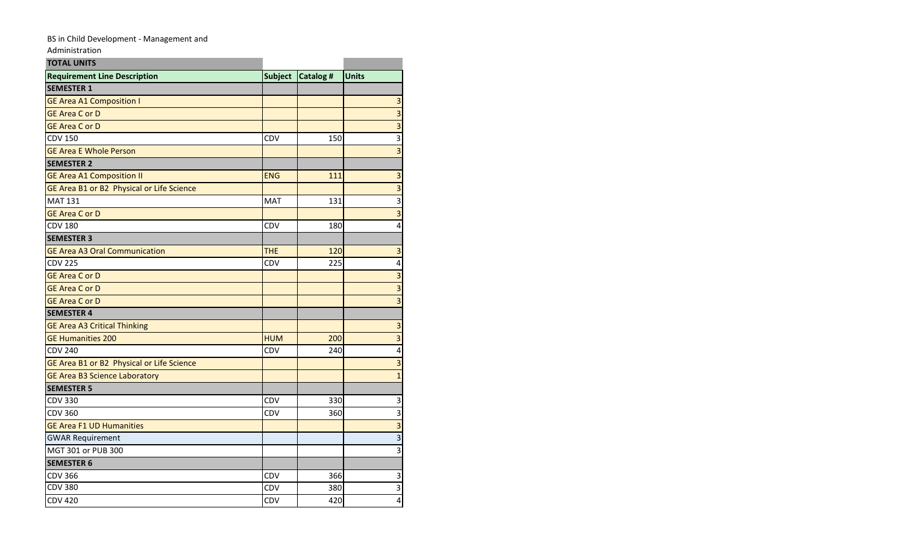BS in Child Development - Management and Administration

| TOTAL UNITS | | | |
|---|---|---|---|
| **Requirement Line Description** | **Subject** | **Catalog #** | **Units** |
| **SEMESTER 1** | | | |
| GE Area A1 Composition I | | | 3 |
| GE Area C or D | | | 3 |
| GE Area C or D | | | 3 |
| CDV 150 | CDV | 150 | 3 |
| GE Area E Whole Person | | | 3 |
| **SEMESTER 2** | | | |
| GE Area A1 Composition II | ENG | 111 | 3 |
| GE Area B1 or B2 Physical or Life Science | | | 3 |
| MAT 131 | MAT | 131 | 3 |
| GE Area C or D | | | 3 |
| CDV 180 | CDV | 180 | 4 |
| **SEMESTER 3** | | | |
| GE Area A3 Oral Communication | THE | 120 | 3 |
| CDV 225 | CDV | 225 | 4 |
| GE Area C or D | | | 3 |
| GE Area C or D | | | 3 |
| GE Area C or D | | | 3 |
| **SEMESTER 4** | | | |
| GE Area A3 Critical Thinking | | | 3 |
| GE Humanities 200 | HUM | 200 | 3 |
| CDV 240 | CDV | 240 | 4 |
| GE Area B1 or B2 Physical or Life Science | | | 3 |
| GE Area B3 Science Laboratory | | | 1 |
| **SEMESTER 5** | | | |
| CDV 330 | CDV | 330 | 3 |
| CDV 360 | CDV | 360 | 3 |
| GE Area F1 UD Humanities | | | 3 |
| GWAR Requirement | | | 3 |
| MGT 301 or PUB 300 | | | 3 |
| **SEMESTER 6** | | | |
| CDV 366 | CDV | 366 | 3 |
| CDV 380 | CDV | 380 | 3 |
| CDV 420 | CDV | 420 | 4 |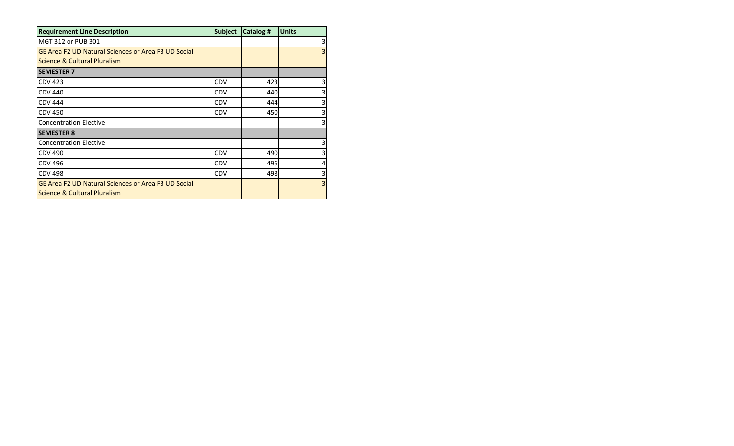| Requirement Line Description | Subject | Catalog # | Units |
|---|---|---|---|
| MGT 312 or PUB 301 | | | 3 |
| GE Area F2 UD Natural Sciences or Area F3 UD Social Science & Cultural Pluralism | | | 3 |
| **SEMESTER 7** | | | |
| CDV 423 | CDV | 423 | 3 |
| CDV 440 | CDV | 440 | 3 |
| CDV 444 | CDV | 444 | 3 |
| CDV 450 | CDV | 450 | 3 |
| Concentration Elective | | | 3 |
| **SEMESTER 8** | | | |
| Concentration Elective | | | 3 |
| CDV 490 | CDV | 490 | 3 |
| CDV 496 | CDV | 496 | 4 |
| CDV 498 | CDV | 498 | 3 |
| GE Area F2 UD Natural Sciences or Area F3 UD Social Science & Cultural Pluralism | | | 3 |